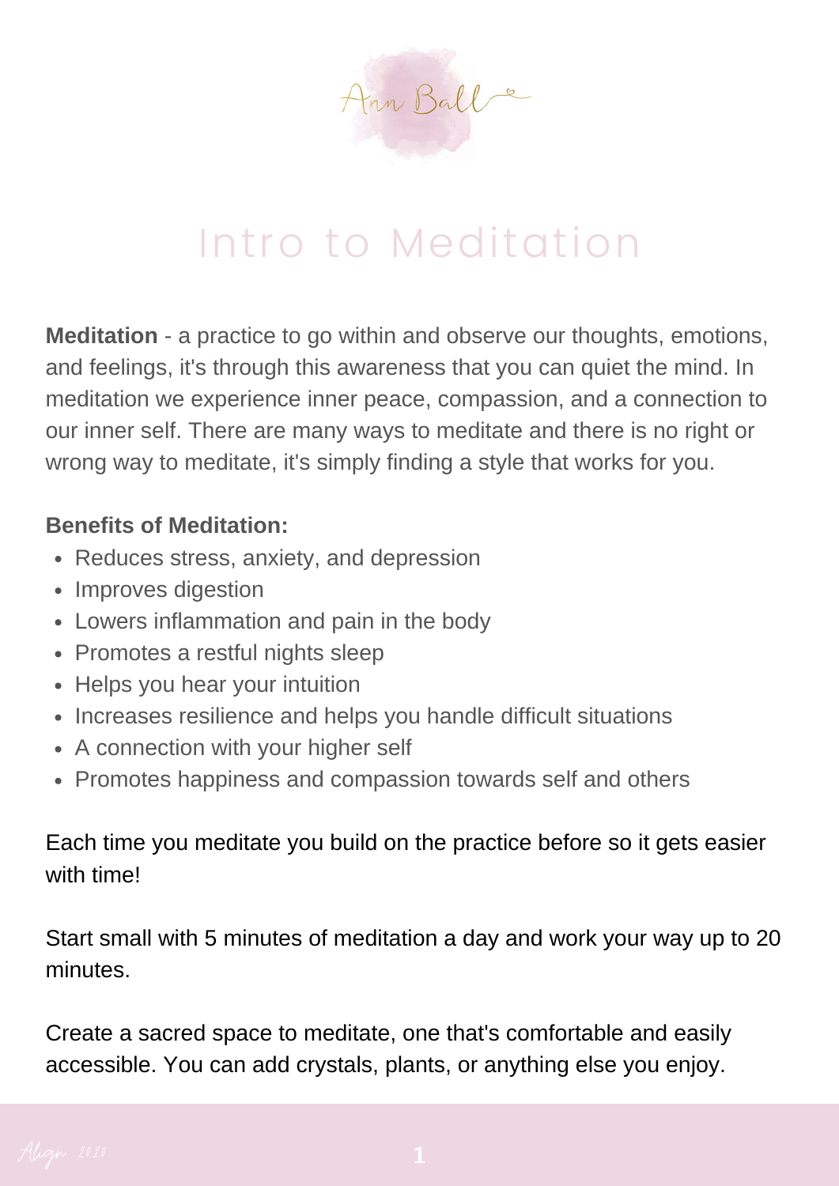# Intro to Meditation

**Meditation** - a practice to go within and observe our thoughts, emotions, and feelings, it's through this awareness that you can quiet the mind. In meditation we experience inner peace, compassion, and a connection to our inner self. There are many ways to meditate and there is no right or wrong way to meditate, it's simply finding a style that works for you.

**Benefits of Meditation:**

- Reduces stress, anxiety, and depression
- Improves digestion
- Lowers inflammation and pain in the body
- Promotes a restful nights sleep
- Helps you hear your intuition
- Increases resilience and helps you handle difficult situations
- A connection with your higher self
- Promotes happiness and compassion towards self and others

Each time you meditate you build on the practice before so it gets easier with time!

Start small with 5 minutes of meditation a day and work your way up to 20 minutes.

Create a sacred space to meditate, one that's comfortable and easily accessible. You can add crystals, plants, or anything else you enjoy.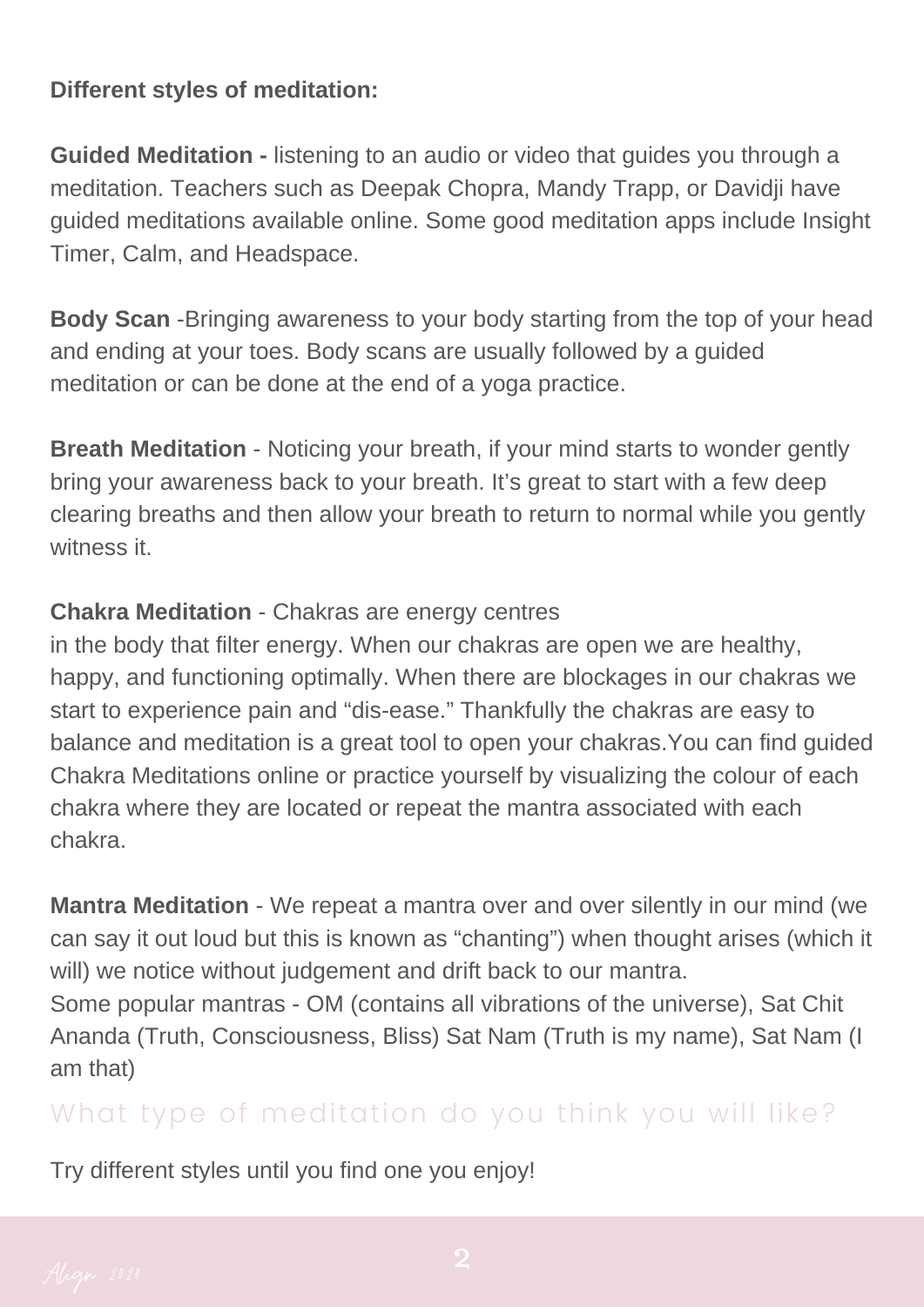**Different styles of meditation:**

**Guided Meditation -** listening to an audio or video that guides you through a meditation. Teachers such as Deepak Chopra, Mandy Trapp, or Davidji have guided meditations available online. Some good meditation apps include Insight Timer, Calm, and Headspace.

**Body Scan** -Bringing awareness to your body starting from the top of your head and ending at your toes. Body scans are usually followed by a guided meditation or can be done at the end of a yoga practice.

**Breath Meditation** - Noticing your breath, if your mind starts to wonder gently bring your awareness back to your breath. It's great to start with a few deep clearing breaths and then allow your breath to return to normal while you gently witness it.

**Chakra Meditation** - Chakras are energy centres in the body that filter energy. When our chakras are open we are healthy, happy, and functioning optimally. When there are blockages in our chakras we start to experience pain and "dis-ease." Thankfully the chakras are easy to balance and meditation is a great tool to open your chakras.You can find guided Chakra Meditations online or practice yourself by visualizing the colour of each chakra where they are located or repeat the mantra associated with each chakra.

**Mantra Meditation** - We repeat a mantra over and over silently in our mind (we can say it out loud but this is known as "chanting") when thought arises (which it will) we notice without judgement and drift back to our mantra.
Some popular mantras - OM (contains all vibrations of the universe), Sat Chit Ananda (Truth, Consciousness, Bliss) Sat Nam (Truth is my name), Sat Nam (I am that)

## What type of meditation do you think you will like?

Try different styles until you find one you enjoy!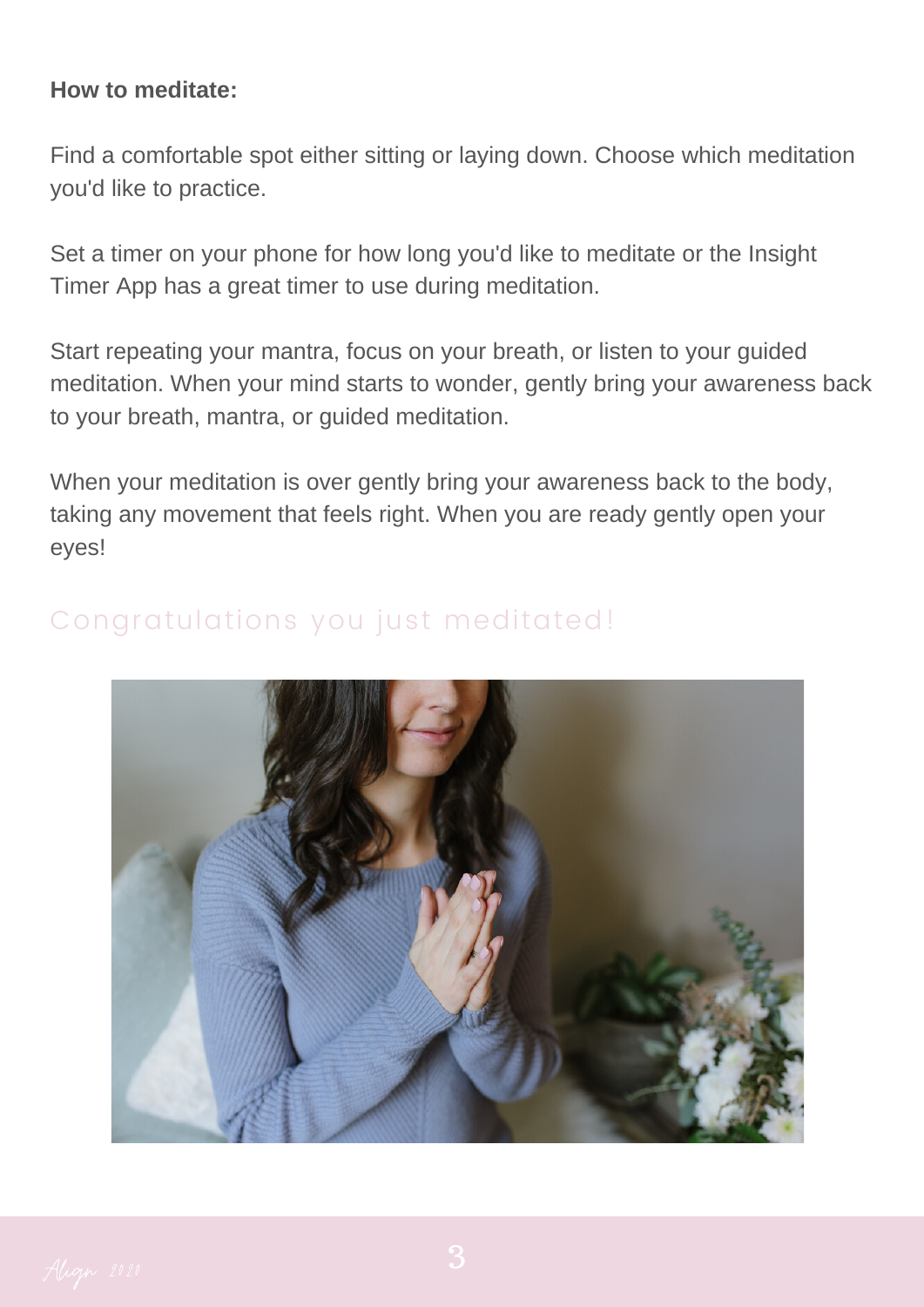**How to meditate:**

Find a comfortable spot either sitting or laying down. Choose which meditation you'd like to practice.

Set a timer on your phone for how long you'd like to meditate or the Insight Timer App has a great timer to use during meditation.

Start repeating your mantra, focus on your breath, or listen to your guided meditation. When your mind starts to wonder, gently bring your awareness back to your breath, mantra, or guided meditation.

When your meditation is over gently bring your awareness back to the body, taking any movement that feels right. When you are ready gently open your eyes!

## Congratulations you just meditated!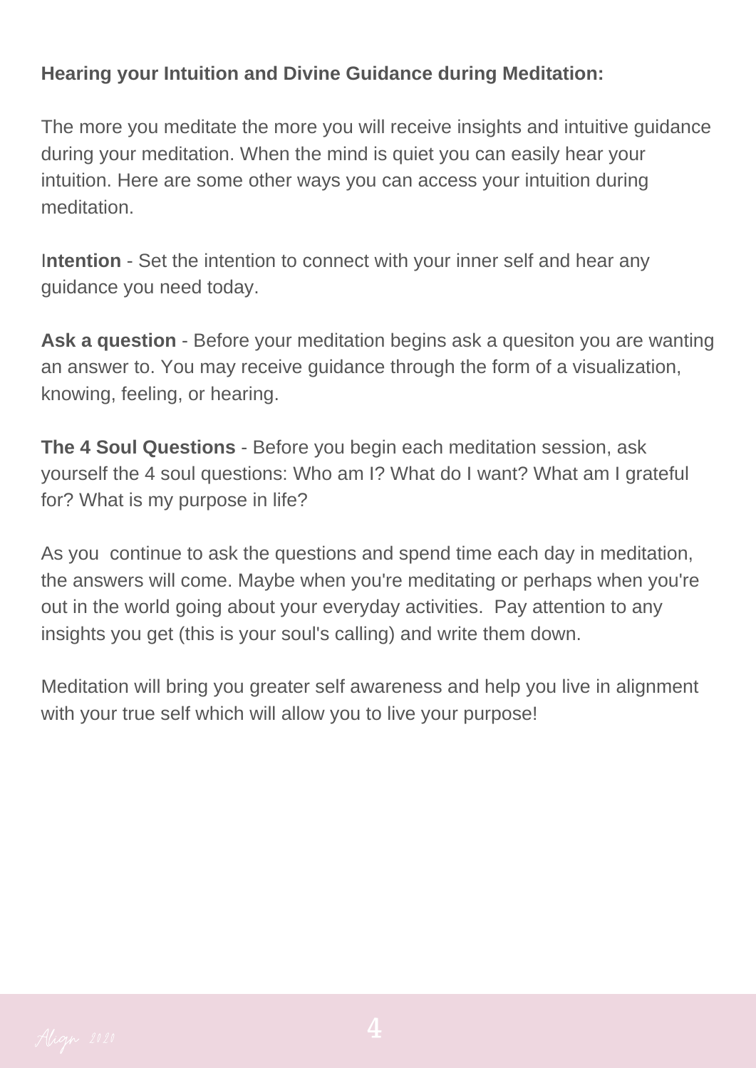**Hearing your Intuition and Divine Guidance during Meditation:**

The more you meditate the more you will receive insights and intuitive guidance during your meditation. When the mind is quiet you can easily hear your intuition. Here are some other ways you can access your intuition during meditation.

I**ntention** - Set the intention to connect with your inner self and hear any guidance you need today.

**Ask a question** - Before your meditation begins ask a quesiton you are wanting an answer to. You may receive guidance through the form of a visualization, knowing, feeling, or hearing.

**The 4 Soul Questions** - Before you begin each meditation session, ask yourself the 4 soul questions: Who am I? What do I want? What am I grateful for? What is my purpose in life?

As you continue to ask the questions and spend time each day in meditation, the answers will come. Maybe when you're meditating or perhaps when you're out in the world going about your everyday activities. Pay attention to any insights you get (this is your soul's calling) and write them down.

Meditation will bring you greater self awareness and help you live in alignment with your true self which will allow you to live your purpose!